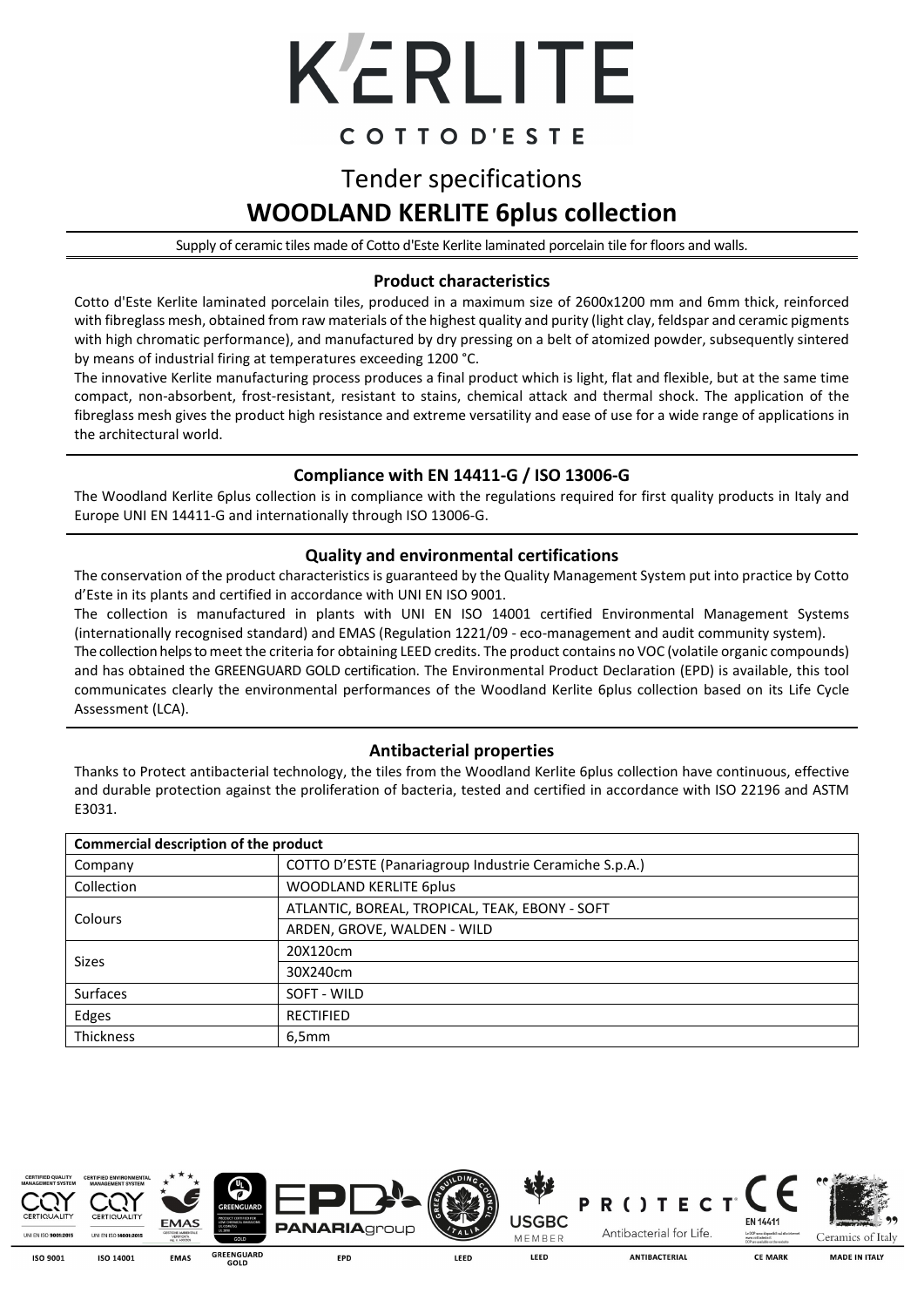# K'ERLITE

COTTO D'ESTE

## Tender specifications

# WOODLAND KERLITE 6plus collection

Supply of ceramic tiles made of Cotto d'Este Kerlite laminated porcelain tile for floors and walls.

### Product characteristics

Cotto d'Este Kerlite laminated porcelain tiles, produced in a maximum size of 2600x1200 mm and 6mm thick, reinforced with fibreglass mesh, obtained from raw materials of the highest quality and purity (light clay, feldspar and ceramic pigments with high chromatic performance), and manufactured by dry pressing on a belt of atomized powder, subsequently sintered by means of industrial firing at temperatures exceeding 1200 °C.

The innovative Kerlite manufacturing process produces a final product which is light, flat and flexible, but at the same time compact, non-absorbent, frost-resistant, resistant to stains, chemical attack and thermal shock. The application of the fibreglass mesh gives the product high resistance and extreme versatility and ease of use for a wide range of applications in the architectural world.

### Compliance with EN 14411-G / ISO 13006-G

The Woodland Kerlite 6plus collection is in compliance with the regulations required for first quality products in Italy and Europe UNI EN 14411-G and internationally through ISO 13006-G.

### Quality and environmental certifications

The conservation of the product characteristics is guaranteed by the Quality Management System put into practice by Cotto d'Este in its plants and certified in accordance with UNI EN ISO 9001.

The collection is manufactured in plants with UNI EN ISO 14001 certified Environmental Management Systems (internationally recognised standard) and EMAS (Regulation 1221/09 - eco-management and audit community system).

The collection helps to meet the criteria for obtaining LEED credits. The product contains no VOC (volatile organic compounds) and has obtained the GREENGUARD GOLD certification. The Environmental Product Declaration (EPD) is available, this tool communicates clearly the environmental performances of the Woodland Kerlite 6plus collection based on its Life Cycle Assessment (LCA).

### Antibacterial properties

Thanks to Protect antibacterial technology, the tiles from the Woodland Kerlite 6plus collection have continuous, effective and durable protection against the proliferation of bacteria, tested and certified in accordance with ISO 22196 and ASTM E3031.

| Commercial description of the product | |
|---|---|
| Company | COTTO D'ESTE (Panariagroup Industrie Ceramiche S.p.A.) |
| Collection | WOODLAND KERLITE 6plus |
| Colours | ATLANTIC, BOREAL, TROPICAL, TEAK, EBONY - SOFT |
| | ARDEN, GROVE, WALDEN - WILD |
| Sizes | 20X120cm |
| | 30X240cm |
| Surfaces | SOFT - WILD |
| Edges | RECTIFIED |
| Thickness | 6,5mm |

ISO 9001 | ISO 14001 | EMAS | GREENGUARD GOLD | EPD | LEED | LEED | ANTIBACTERIAL | CE MARK | MADE IN ITALY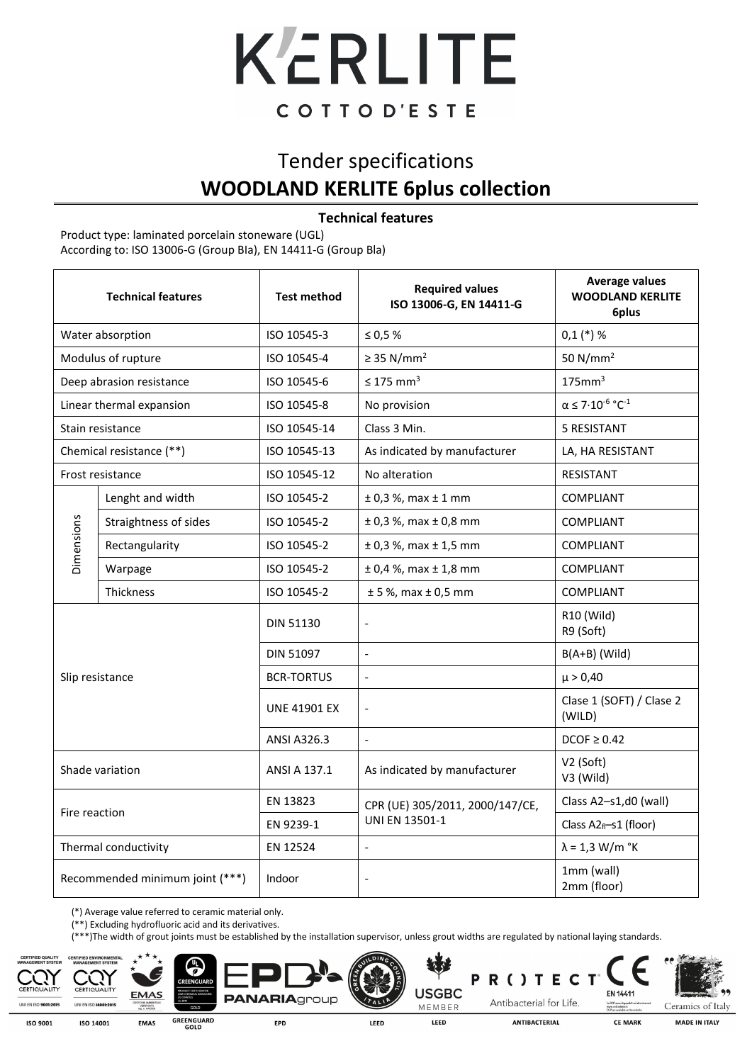# K'ERLITE

COTTO D'ESTE

## Tender specifications

## WOODLAND KERLITE 6plus collection

### Technical features

Product type: laminated porcelain stoneware (UGL)
According to: ISO 13006-G (Group BIa), EN 14411-G (Group Bla)

| Technical features | | Test method | Required values ISO 13006-G, EN 14411-G | Average values WOODLAND KERLITE 6plus |
|---|---|---|---|---|
| Water absorption | | ISO 10545-3 | ≤ 0,5 % | 0,1 (*) % |
| Modulus of rupture | | ISO 10545-4 | ≥ 35 N/mm$^2$ | 50 N/mm$^2$ |
| Deep abrasion resistance | | ISO 10545-6 | ≤ 175 mm$^3$ | 175mm$^3$ |
| Linear thermal expansion | | ISO 10545-8 | No provision | $\alpha \leq 7 \cdot 10^{-6}$ °C$^{-1}$ |
| Stain resistance | | ISO 10545-14 | Class 3 Min. | 5 RESISTANT |
| Chemical resistance (**) | | ISO 10545-13 | As indicated by manufacturer | LA, HA RESISTANT |
| Frost resistance | | ISO 10545-12 | No alteration | RESISTANT |
| Dimensions | Lenght and width | ISO 10545-2 | ± 0,3 %, max ± 1 mm | COMPLIANT |
| | Straightness of sides | ISO 10545-2 | ± 0,3 %, max ± 0,8 mm | COMPLIANT |
| | Rectangularity | ISO 10545-2 | ± 0,3 %, max ± 1,5 mm | COMPLIANT |
| | Warpage | ISO 10545-2 | ± 0,4 %, max ± 1,8 mm | COMPLIANT |
| | Thickness | ISO 10545-2 | ± 5 %, max ± 0,5 mm | COMPLIANT |
| Slip resistance | | DIN 51130 | - | R10 (Wild) R9 (Soft) |
| | | DIN 51097 | - | B(A+B) (Wild) |
| | | BCR-TORTUS | - | µ > 0,40 |
| | | UNE 41901 EX | - | Clase 1 (SOFT) / Clase 2 (WILD) |
| | | ANSI A326.3 | - | DCOF ≥ 0.42 |
| Shade variation | | ANSI A 137.1 | As indicated by manufacturer | V2 (Soft) V3 (Wild) |
| Fire reaction | | EN 13823 | CPR (UE) 305/2011, 2000/147/CE, UNI EN 13501-1 | Class A2–s1,d0 (wall) |
| | | EN 9239-1 | | Class A2$_{fl}$–s1 (floor) |
| Thermal conductivity | | EN 12524 | - | λ = 1,3 W/m °K |
| Recommended minimum joint (***) | | Indoor | - | 1mm (wall) 2mm (floor) |

(*) Average value referred to ceramic material only.
(**) Excluding hydrofluoric acid and its derivatives.
(***)The width of grout joints must be established by the installation supervisor, unless grout widths are regulated by national laying standards.

ISO 9001 | ISO 14001 | EMAS | GREENGUARD GOLD | EPD | LEED | LEED | ANTIBACTERIAL | CE MARK | MADE IN ITALY